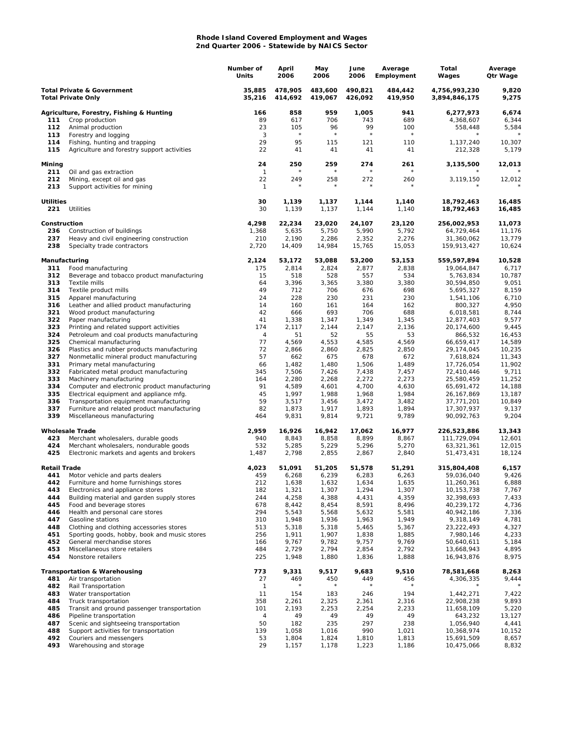# Rhode Island Covered Employment and Wages
## 2nd Quarter 2006 - Statewide by NAICS Sector

| | | Number of Units | April 2006 | May 2006 | June 2006 | Average Employment | Total Wages | Average Qtr Wage |
|---|---|---|---|---|---|---|---|---|
| **Total Private & Government** | | **35,885** | **478,905** | **483,600** | **490,821** | **484,442** | **4,756,993,230** | **9,820** |
| **Total Private Only** | | **35,216** | **414,692** | **419,067** | **426,092** | **419,950** | **3,894,846,175** | **9,275** |
| **Agriculture, Forestry, Fishing & Hunting** | | **166** | **858** | **959** | **1,005** | **941** | **6,277,973** | **6,674** |
| 111 | Crop production | 89 | 617 | 706 | 743 | 689 | 4,368,607 | 6,344 |
| 112 | Animal production | 23 | 105 | 96 | 99 | 100 | 558,448 | 5,584 |
| 113 | Forestry and logging | 3 | * | * | * | * | * | * |
| 114 | Fishing, hunting and trapping | 29 | 95 | 115 | 121 | 110 | 1,137,240 | 10,307 |
| 115 | Agriculture and forestry support activities | 22 | 41 | 41 | 41 | 41 | 212,328 | 5,179 |
| **Mining** | | **24** | **250** | **259** | **274** | **261** | **3,135,500** | **12,013** |
| 211 | Oil and gas extraction | 1 | * | * | * | * | * | * |
| 212 | Mining, except oil and gas | 22 | 249 | 258 | 272 | 260 | 3,119,150 | 12,012 |
| 213 | Support activities for mining | 1 | * | * | * | * | * | * |
| **Utilities** | | **30** | **1,139** | **1,137** | **1,144** | **1,140** | **18,792,463** | **16,485** |
| 221 | Utilities | 30 | 1,139 | 1,137 | 1,144 | 1,140 | **18,792,463** | **16,485** |
| **Construction** | | **4,298** | **22,234** | **23,020** | **24,107** | **23,120** | **256,002,953** | **11,073** |
| 236 | Construction of buildings | 1,368 | 5,635 | 5,750 | 5,990 | 5,792 | 64,729,464 | 11,176 |
| 237 | Heavy and civil engineering construction | 210 | 2,190 | 2,286 | 2,352 | 2,276 | 31,360,062 | 13,779 |
| 238 | Specialty trade contractors | 2,720 | 14,409 | 14,984 | 15,765 | 15,053 | 159,913,427 | 10,624 |
| **Manufacturing** | | **2,124** | **53,172** | **53,088** | **53,200** | **53,153** | **559,597,894** | **10,528** |
| 311 | Food manufacturing | 175 | 2,814 | 2,824 | 2,877 | 2,838 | 19,064,847 | 6,717 |
| 312 | Beverage and tobacco product manufacturing | 15 | 518 | 528 | 557 | 534 | 5,763,834 | 10,787 |
| 313 | Textile mills | 64 | 3,396 | 3,365 | 3,380 | 3,380 | 30,594,850 | 9,051 |
| 314 | Textile product mills | 49 | 712 | 706 | 676 | 698 | 5,695,327 | 8,159 |
| 315 | Apparel manufacturing | 24 | 228 | 230 | 231 | 230 | 1,541,106 | 6,710 |
| 316 | Leather and allied product manufacturing | 14 | 160 | 161 | 164 | 162 | 800,327 | 4,950 |
| 321 | Wood product manufacturing | 42 | 666 | 693 | 706 | 688 | 6,018,581 | 8,744 |
| 322 | Paper manufacturing | 41 | 1,338 | 1,347 | 1,349 | 1,345 | 12,877,403 | 9,577 |
| 323 | Printing and related support activities | 174 | 2,117 | 2,144 | 2,147 | 2,136 | 20,174,600 | 9,445 |
| 324 | Petroleum and coal products manufacturing | 4 | 51 | 52 | 55 | 53 | 866,532 | 16,453 |
| 325 | Chemical manufacturing | 77 | 4,569 | 4,553 | 4,585 | 4,569 | 66,659,417 | 14,589 |
| 326 | Plastics and rubber products manufacturing | 72 | 2,866 | 2,860 | 2,825 | 2,850 | 29,174,045 | 10,235 |
| 327 | Nonmetallic mineral product manufacturing | 57 | 662 | 675 | 678 | 672 | 7,618,824 | 11,343 |
| 331 | Primary metal manufacturing | 66 | 1,482 | 1,480 | 1,506 | 1,489 | 17,726,054 | 11,902 |
| 332 | Fabricated metal product manufacturing | 345 | 7,506 | 7,426 | 7,438 | 7,457 | 72,410,446 | 9,711 |
| 333 | Machinery manufacturing | 164 | 2,280 | 2,268 | 2,272 | 2,273 | 25,580,459 | 11,252 |
| 334 | Computer and electronic product manufacturing | 91 | 4,589 | 4,601 | 4,700 | 4,630 | 65,691,472 | 14,188 |
| 335 | Electrical equipment and appliance mfg. | 45 | 1,997 | 1,988 | 1,968 | 1,984 | 26,167,869 | 13,187 |
| 336 | Transportation equipment manufacturing | 59 | 3,517 | 3,456 | 3,472 | 3,482 | 37,771,201 | 10,849 |
| 337 | Furniture and related product manufacturing | 82 | 1,873 | 1,917 | 1,893 | 1,894 | 17,307,937 | 9,137 |
| 339 | Miscellaneous manufacturing | 464 | 9,831 | 9,814 | 9,721 | 9,789 | 90,092,763 | 9,204 |
| **Wholesale Trade** | | **2,959** | **16,926** | **16,942** | **17,062** | **16,977** | **226,523,886** | **13,343** |
| 423 | Merchant wholesalers, durable goods | 940 | 8,843 | 8,858 | 8,899 | 8,867 | 111,729,094 | 12,601 |
| 424 | Merchant wholesalers, nondurable goods | 532 | 5,285 | 5,229 | 5,296 | 5,270 | 63,321,361 | 12,015 |
| 425 | Electronic markets and agents and brokers | 1,487 | 2,798 | 2,855 | 2,867 | 2,840 | 51,473,431 | 18,124 |
| **Retail Trade** | | **4,023** | **51,091** | **51,205** | **51,578** | **51,291** | **315,804,408** | **6,157** |
| 441 | Motor vehicle and parts dealers | 459 | 6,268 | 6,239 | 6,283 | 6,263 | 59,036,040 | 9,426 |
| 442 | Furniture and home furnishings stores | 212 | 1,638 | 1,632 | 1,634 | 1,635 | 11,260,361 | 6,888 |
| 443 | Electronics and appliance stores | 182 | 1,321 | 1,307 | 1,294 | 1,307 | 10,153,738 | 7,767 |
| 444 | Building material and garden supply stores | 244 | 4,258 | 4,388 | 4,431 | 4,359 | 32,398,693 | 7,433 |
| 445 | Food and beverage stores | 678 | 8,442 | 8,454 | 8,591 | 8,496 | 40,239,172 | 4,736 |
| 446 | Health and personal care stores | 294 | 5,543 | 5,568 | 5,632 | 5,581 | 40,942,186 | 7,336 |
| 447 | Gasoline stations | 310 | 1,948 | 1,936 | 1,963 | 1,949 | 9,318,149 | 4,781 |
| 448 | Clothing and clothing accessories stores | 513 | 5,318 | 5,318 | 5,465 | 5,367 | 23,222,493 | 4,327 |
| 451 | Sporting goods, hobby, book and music stores | 256 | 1,911 | 1,907 | 1,838 | 1,885 | 7,980,146 | 4,233 |
| 452 | General merchandise stores | 166 | 9,767 | 9,782 | 9,757 | 9,769 | 50,640,611 | 5,184 |
| 453 | Miscellaneous store retailers | 484 | 2,729 | 2,794 | 2,854 | 2,792 | 13,668,943 | 4,895 |
| 454 | Nonstore retailers | 225 | 1,948 | 1,880 | 1,836 | 1,888 | 16,943,876 | 8,975 |
| **Transportation & Warehousing** | | **773** | **9,331** | **9,517** | **9,683** | **9,510** | **78,581,668** | **8,263** |
| 481 | Air transportation | 27 | 469 | 450 | 449 | 456 | 4,306,335 | 9,444 |
| 482 | Rail Transportation | 1 | * | * | * | * | * | * |
| 483 | Water transportation | 11 | 154 | 183 | 246 | 194 | 1,442,271 | 7,422 |
| 484 | Truck transportation | 358 | 2,261 | 2,325 | 2,361 | 2,316 | 22,908,238 | 9,893 |
| 485 | Transit and ground passenger transportation | 101 | 2,193 | 2,253 | 2,254 | 2,233 | 11,658,109 | 5,220 |
| 486 | Pipeline transportation | 4 | 49 | 49 | 49 | 49 | 643,232 | 13,127 |
| 487 | Scenic and sightseeing transportation | 50 | 182 | 235 | 297 | 238 | 1,056,940 | 4,441 |
| 488 | Support activities for transportation | 139 | 1,058 | 1,016 | 990 | 1,021 | 10,368,974 | 10,152 |
| 492 | Couriers and messengers | 53 | 1,804 | 1,824 | 1,810 | 1,813 | 15,691,509 | 8,657 |
| 493 | Warehousing and storage | 29 | 1,157 | 1,178 | 1,223 | 1,186 | 10,475,066 | 8,832 |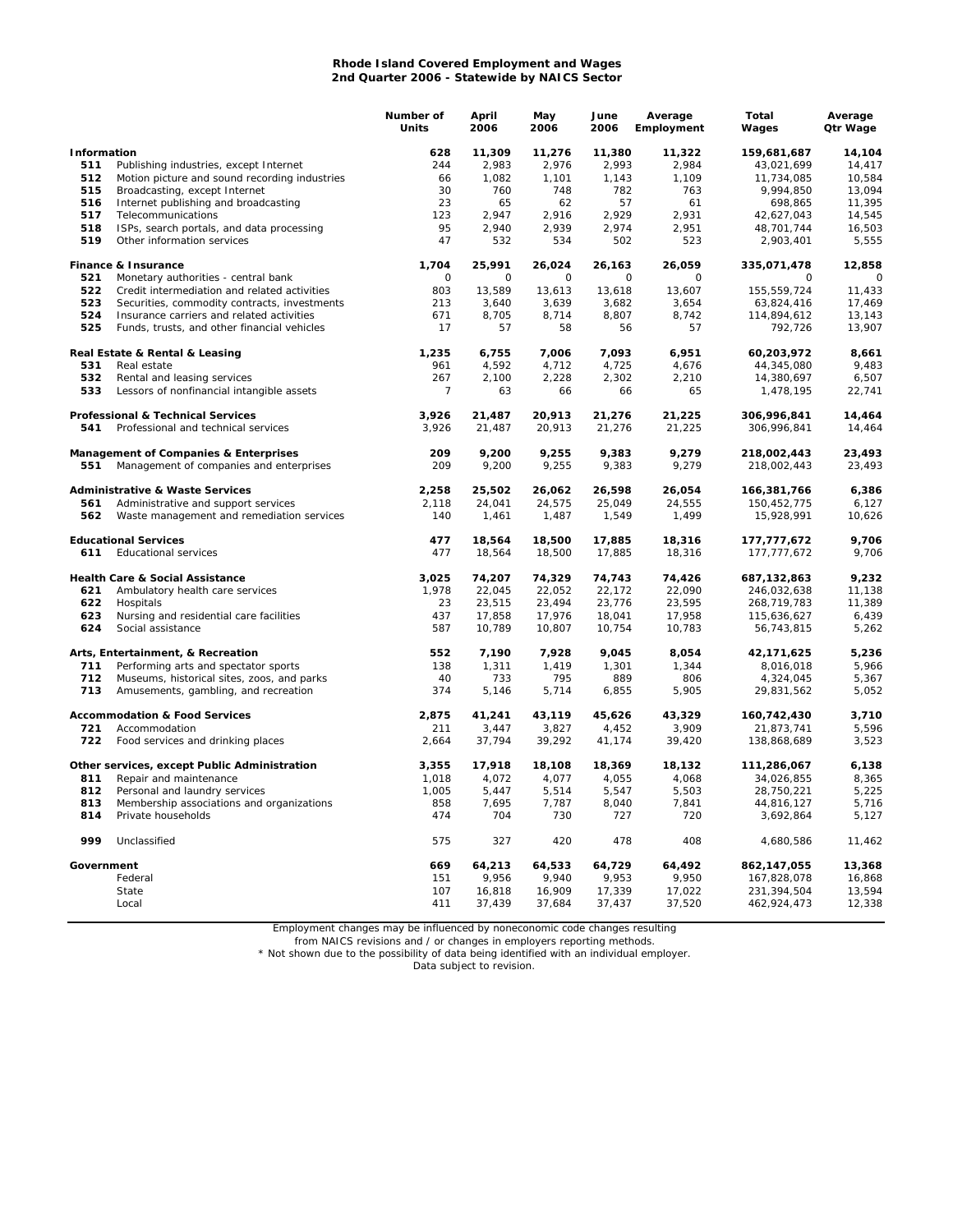**Rhode Island Covered Employment and Wages**
**2nd Quarter 2006 - Statewide by NAICS Sector**

| | | Number of Units | April 2006 | May 2006 | June 2006 | Average Employment | Total Wages | Average Qtr Wage |
|---|---|---|---|---|---|---|---|---|
| **Information** | | **628** | **11,309** | **11,276** | **11,380** | **11,322** | **159,681,687** | **14,104** |
| **511** | Publishing industries, except Internet | 244 | 2,983 | 2,976 | 2,993 | 2,984 | 43,021,699 | 14,417 |
| **512** | Motion picture and sound recording industries | 66 | 1,082 | 1,101 | 1,143 | 1,109 | 11,734,085 | 10,584 |
| **515** | Broadcasting, except Internet | 30 | 760 | 748 | 782 | 763 | 9,994,850 | 13,094 |
| **516** | Internet publishing and broadcasting | 23 | 65 | 62 | 57 | 61 | 698,865 | 11,395 |
| **517** | Telecommunications | 123 | 2,947 | 2,916 | 2,929 | 2,931 | 42,627,043 | 14,545 |
| **518** | ISPs, search portals, and data processing | 95 | 2,940 | 2,939 | 2,974 | 2,951 | 48,701,744 | 16,503 |
| **519** | Other information services | 47 | 532 | 534 | 502 | 523 | 2,903,401 | 5,555 |
| **Finance & Insurance** | | **1,704** | **25,991** | **26,024** | **26,163** | **26,059** | **335,071,478** | **12,858** |
| **521** | Monetary authorities - central bank | 0 | 0 | 0 | 0 | 0 | 0 | 0 |
| **522** | Credit intermediation and related activities | 803 | 13,589 | 13,613 | 13,618 | 13,607 | 155,559,724 | 11,433 |
| **523** | Securities, commodity contracts, investments | 213 | 3,640 | 3,639 | 3,682 | 3,654 | 63,824,416 | 17,469 |
| **524** | Insurance carriers and related activities | 671 | 8,705 | 8,714 | 8,807 | 8,742 | 114,894,612 | 13,143 |
| **525** | Funds, trusts, and other financial vehicles | 17 | 57 | 58 | 56 | 57 | 792,726 | 13,907 |
| **Real Estate & Rental & Leasing** | | **1,235** | **6,755** | **7,006** | **7,093** | **6,951** | **60,203,972** | **8,661** |
| **531** | Real estate | 961 | 4,592 | 4,712 | 4,725 | 4,676 | 44,345,080 | 9,483 |
| **532** | Rental and leasing services | 267 | 2,100 | 2,228 | 2,302 | 2,210 | 14,380,697 | 6,507 |
| **533** | Lessors of nonfinancial intangible assets | 7 | 63 | 66 | 66 | 65 | 1,478,195 | 22,741 |
| **Professional & Technical Services** | | **3,926** | **21,487** | **20,913** | **21,276** | **21,225** | **306,996,841** | **14,464** |
| **541** | Professional and technical services | 3,926 | 21,487 | 20,913 | 21,276 | 21,225 | 306,996,841 | 14,464 |
| **Management of Companies & Enterprises** | | **209** | **9,200** | **9,255** | **9,383** | **9,279** | **218,002,443** | **23,493** |
| **551** | Management of companies and enterprises | 209 | 9,200 | 9,255 | 9,383 | 9,279 | 218,002,443 | 23,493 |
| **Administrative & Waste Services** | | **2,258** | **25,502** | **26,062** | **26,598** | **26,054** | **166,381,766** | **6,386** |
| **561** | Administrative and support services | 2,118 | 24,041 | 24,575 | 25,049 | 24,555 | 150,452,775 | 6,127 |
| **562** | Waste management and remediation services | 140 | 1,461 | 1,487 | 1,549 | 1,499 | 15,928,991 | 10,626 |
| **Educational Services** | | **477** | **18,564** | **18,500** | **17,885** | **18,316** | **177,777,672** | **9,706** |
| **611** | Educational services | 477 | 18,564 | 18,500 | 17,885 | 18,316 | 177,777,672 | 9,706 |
| **Health Care & Social Assistance** | | **3,025** | **74,207** | **74,329** | **74,743** | **74,426** | **687,132,863** | **9,232** |
| **621** | Ambulatory health care services | 1,978 | 22,045 | 22,052 | 22,172 | 22,090 | 246,032,638 | 11,138 |
| **622** | Hospitals | 23 | 23,515 | 23,494 | 23,776 | 23,595 | 268,719,783 | 11,389 |
| **623** | Nursing and residential care facilities | 437 | 17,858 | 17,976 | 18,041 | 17,958 | 115,636,627 | 6,439 |
| **624** | Social assistance | 587 | 10,789 | 10,807 | 10,754 | 10,783 | 56,743,815 | 5,262 |
| **Arts, Entertainment, & Recreation** | | **552** | **7,190** | **7,928** | **9,045** | **8,054** | **42,171,625** | **5,236** |
| **711** | Performing arts and spectator sports | 138 | 1,311 | 1,419 | 1,301 | 1,344 | 8,016,018 | 5,966 |
| **712** | Museums, historical sites, zoos, and parks | 40 | 733 | 795 | 889 | 806 | 4,324,045 | 5,367 |
| **713** | Amusements, gambling, and recreation | 374 | 5,146 | 5,714 | 6,855 | 5,905 | 29,831,562 | 5,052 |
| **Accommodation & Food Services** | | **2,875** | **41,241** | **43,119** | **45,626** | **43,329** | **160,742,430** | **3,710** |
| **721** | Accommodation | 211 | 3,447 | 3,827 | 4,452 | 3,909 | 21,873,741 | 5,596 |
| **722** | Food services and drinking places | 2,664 | 37,794 | 39,292 | 41,174 | 39,420 | 138,868,689 | 3,523 |
| **Other services, except Public Administration** | | **3,355** | **17,918** | **18,108** | **18,369** | **18,132** | **111,286,067** | **6,138** |
| **811** | Repair and maintenance | 1,018 | 4,072 | 4,077 | 4,055 | 4,068 | 34,026,855 | 8,365 |
| **812** | Personal and laundry services | 1,005 | 5,447 | 5,514 | 5,547 | 5,503 | 28,750,221 | 5,225 |
| **813** | Membership associations and organizations | 858 | 7,695 | 7,787 | 8,040 | 7,841 | 44,816,127 | 5,716 |
| **814** | Private households | 474 | 704 | 730 | 727 | 720 | 3,692,864 | 5,127 |
| **999** | Unclassified | 575 | 327 | 420 | 478 | 408 | 4,680,586 | 11,462 |
| **Government** | | **669** | **64,213** | **64,533** | **64,729** | **64,492** | **862,147,055** | **13,368** |
| | Federal | 151 | 9,956 | 9,940 | 9,953 | 9,950 | 167,828,078 | 16,868 |
| | State | 107 | 16,818 | 16,909 | 17,339 | 17,022 | 231,394,504 | 13,594 |
| | Local | 411 | 37,439 | 37,684 | 37,437 | 37,520 | 462,924,473 | 12,338 |

Employment changes may be influenced by noneconomic code changes resulting from NAICS revisions and / or changes in employers reporting methods.
* Not shown due to the possibility of data being identified with an individual employer.
Data subject to revision.